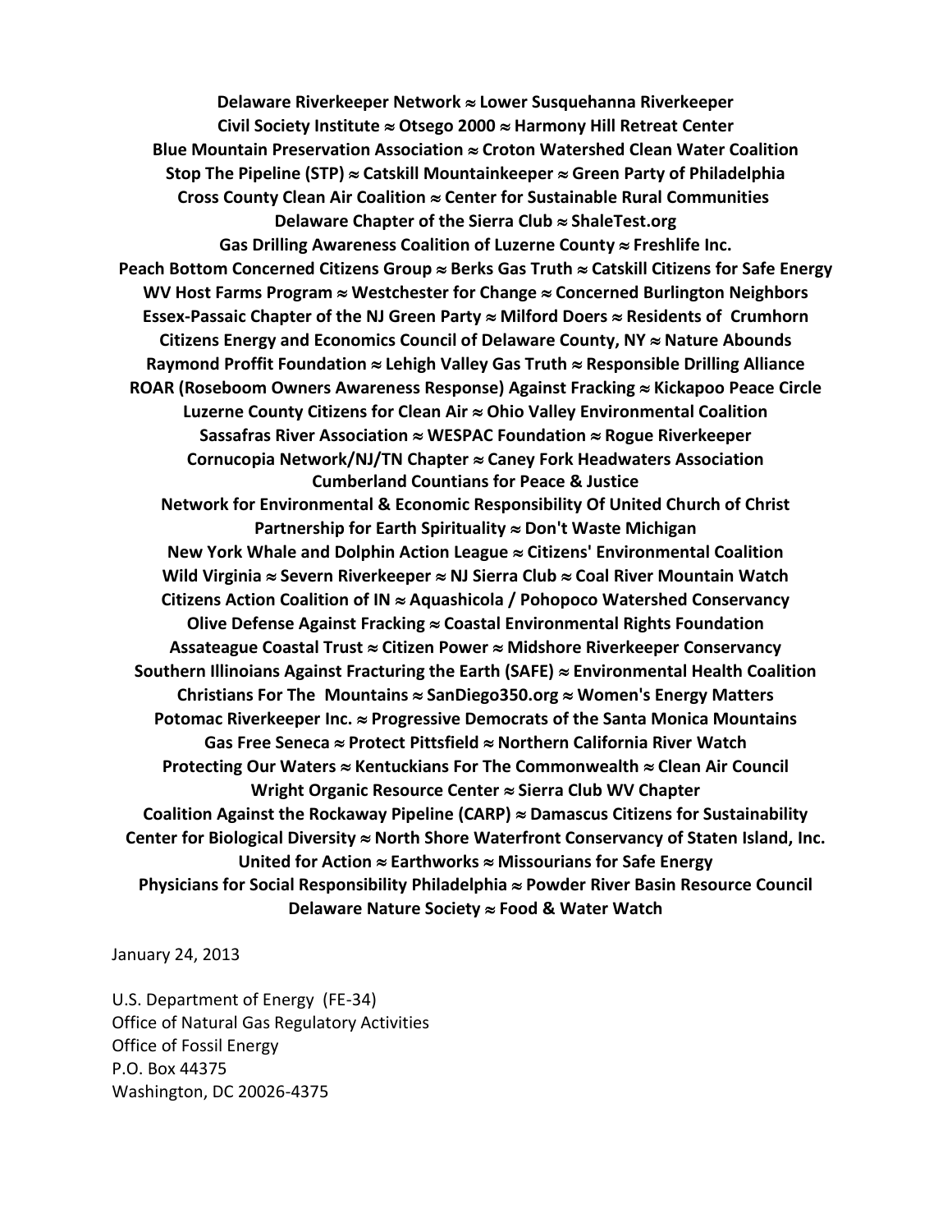**Delaware Riverkeeper Network ≈ Lower Susquehanna Riverkeeper**
**Civil Society Institute ≈ Otsego 2000 ≈ Harmony Hill Retreat Center**
**Blue Mountain Preservation Association ≈ Croton Watershed Clean Water Coalition**
**Stop The Pipeline (STP) ≈ Catskill Mountainkeeper ≈ Green Party of Philadelphia**
**Cross County Clean Air Coalition ≈ Center for Sustainable Rural Communities**
**Delaware Chapter of the Sierra Club ≈ ShaleTest.org**
**Gas Drilling Awareness Coalition of Luzerne County ≈ Freshlife Inc.**
**Peach Bottom Concerned Citizens Group ≈ Berks Gas Truth ≈ Catskill Citizens for Safe Energy**
**WV Host Farms Program ≈ Westchester for Change ≈ Concerned Burlington Neighbors**
**Essex-Passaic Chapter of the NJ Green Party ≈ Milford Doers ≈ Residents of Crumhorn**
**Citizens Energy and Economics Council of Delaware County, NY ≈ Nature Abounds**
**Raymond Proffit Foundation ≈ Lehigh Valley Gas Truth ≈ Responsible Drilling Alliance**
**ROAR (Roseboom Owners Awareness Response) Against Fracking ≈ Kickapoo Peace Circle**
**Luzerne County Citizens for Clean Air ≈ Ohio Valley Environmental Coalition**
**Sassafras River Association ≈ WESPAC Foundation ≈ Rogue Riverkeeper**
**Cornucopia Network/NJ/TN Chapter ≈ Caney Fork Headwaters Association**
**Cumberland Countians for Peace & Justice**
**Network for Environmental & Economic Responsibility Of United Church of Christ**
**Partnership for Earth Spirituality ≈ Don't Waste Michigan**
**New York Whale and Dolphin Action League ≈ Citizens' Environmental Coalition**
**Wild Virginia ≈ Severn Riverkeeper ≈ NJ Sierra Club ≈ Coal River Mountain Watch**
**Citizens Action Coalition of IN ≈ Aquashicola / Pohopoco Watershed Conservancy**
**Olive Defense Against Fracking ≈ Coastal Environmental Rights Foundation**
**Assateague Coastal Trust ≈ Citizen Power ≈ Midshore Riverkeeper Conservancy**
**Southern Illinoians Against Fracturing the Earth (SAFE) ≈ Environmental Health Coalition**
**Christians For The Mountains ≈ SanDiego350.org ≈ Women's Energy Matters**
**Potomac Riverkeeper Inc. ≈ Progressive Democrats of the Santa Monica Mountains**
**Gas Free Seneca ≈ Protect Pittsfield ≈ Northern California River Watch**
**Protecting Our Waters ≈ Kentuckians For The Commonwealth ≈ Clean Air Council**
**Wright Organic Resource Center ≈ Sierra Club WV Chapter**
**Coalition Against the Rockaway Pipeline (CARP) ≈ Damascus Citizens for Sustainability**
**Center for Biological Diversity ≈ North Shore Waterfront Conservancy of Staten Island, Inc.**
**United for Action ≈ Earthworks ≈ Missourians for Safe Energy**
**Physicians for Social Responsibility Philadelphia ≈ Powder River Basin Resource Council**
**Delaware Nature Society ≈ Food & Water Watch**

January 24, 2013

U.S. Department of Energy (FE-34)
Office of Natural Gas Regulatory Activities
Office of Fossil Energy
P.O. Box 44375
Washington, DC 20026-4375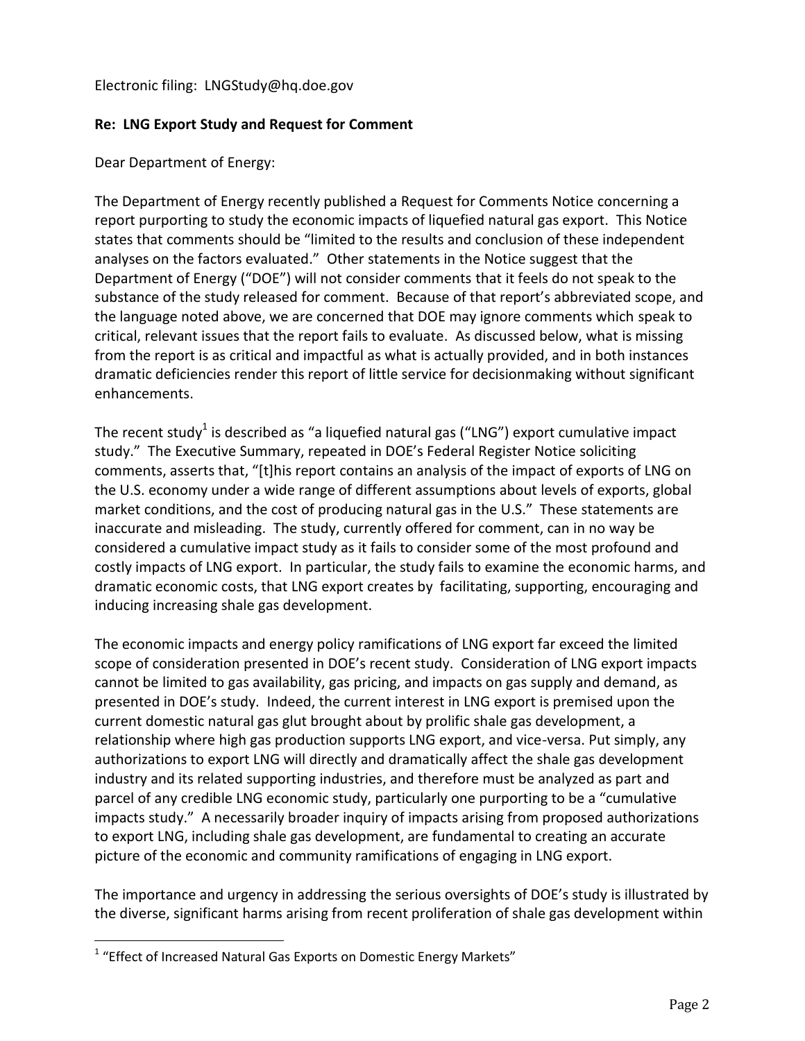Electronic filing: LNGStudy@hq.doe.gov

**Re: LNG Export Study and Request for Comment**

Dear Department of Energy:

The Department of Energy recently published a Request for Comments Notice concerning a report purporting to study the economic impacts of liquefied natural gas export. This Notice states that comments should be "limited to the results and conclusion of these independent analyses on the factors evaluated." Other statements in the Notice suggest that the Department of Energy ("DOE") will not consider comments that it feels do not speak to the substance of the study released for comment. Because of that report's abbreviated scope, and the language noted above, we are concerned that DOE may ignore comments which speak to critical, relevant issues that the report fails to evaluate. As discussed below, what is missing from the report is as critical and impactful as what is actually provided, and in both instances dramatic deficiencies render this report of little service for decisionmaking without significant enhancements.

The recent study[1] is described as "a liquefied natural gas ("LNG") export cumulative impact study." The Executive Summary, repeated in DOE's Federal Register Notice soliciting comments, asserts that, "[t]his report contains an analysis of the impact of exports of LNG on the U.S. economy under a wide range of different assumptions about levels of exports, global market conditions, and the cost of producing natural gas in the U.S." These statements are inaccurate and misleading. The study, currently offered for comment, can in no way be considered a cumulative impact study as it fails to consider some of the most profound and costly impacts of LNG export. In particular, the study fails to examine the economic harms, and dramatic economic costs, that LNG export creates by facilitating, supporting, encouraging and inducing increasing shale gas development.

The economic impacts and energy policy ramifications of LNG export far exceed the limited scope of consideration presented in DOE's recent study. Consideration of LNG export impacts cannot be limited to gas availability, gas pricing, and impacts on gas supply and demand, as presented in DOE's study. Indeed, the current interest in LNG export is premised upon the current domestic natural gas glut brought about by prolific shale gas development, a relationship where high gas production supports LNG export, and vice-versa. Put simply, any authorizations to export LNG will directly and dramatically affect the shale gas development industry and its related supporting industries, and therefore must be analyzed as part and parcel of any credible LNG economic study, particularly one purporting to be a "cumulative impacts study." A necessarily broader inquiry of impacts arising from proposed authorizations to export LNG, including shale gas development, are fundamental to creating an accurate picture of the economic and community ramifications of engaging in LNG export.

The importance and urgency in addressing the serious oversights of DOE's study is illustrated by the diverse, significant harms arising from recent proliferation of shale gas development within

---

[1] "Effect of Increased Natural Gas Exports on Domestic Energy Markets"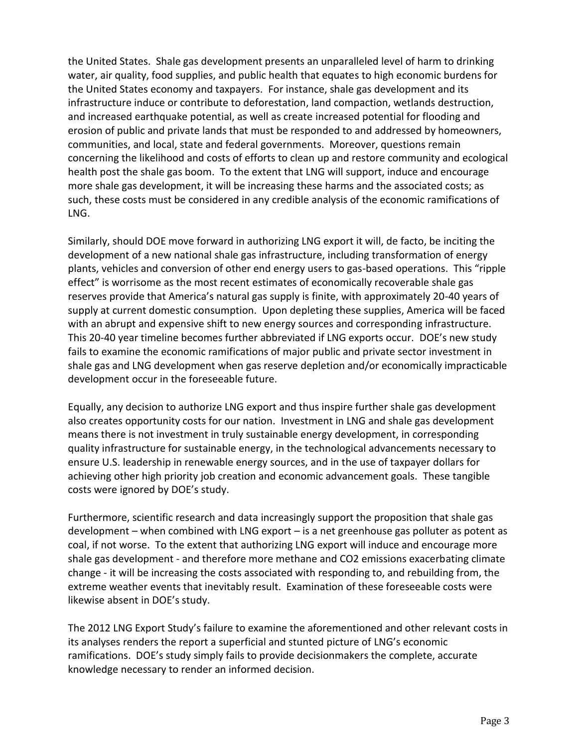the United States. Shale gas development presents an unparalleled level of harm to drinking water, air quality, food supplies, and public health that equates to high economic burdens for the United States economy and taxpayers. For instance, shale gas development and its infrastructure induce or contribute to deforestation, land compaction, wetlands destruction, and increased earthquake potential, as well as create increased potential for flooding and erosion of public and private lands that must be responded to and addressed by homeowners, communities, and local, state and federal governments. Moreover, questions remain concerning the likelihood and costs of efforts to clean up and restore community and ecological health post the shale gas boom. To the extent that LNG will support, induce and encourage more shale gas development, it will be increasing these harms and the associated costs; as such, these costs must be considered in any credible analysis of the economic ramifications of LNG.

Similarly, should DOE move forward in authorizing LNG export it will, de facto, be inciting the development of a new national shale gas infrastructure, including transformation of energy plants, vehicles and conversion of other end energy users to gas-based operations. This "ripple effect" is worrisome as the most recent estimates of economically recoverable shale gas reserves provide that America's natural gas supply is finite, with approximately 20-40 years of supply at current domestic consumption. Upon depleting these supplies, America will be faced with an abrupt and expensive shift to new energy sources and corresponding infrastructure. This 20-40 year timeline becomes further abbreviated if LNG exports occur. DOE's new study fails to examine the economic ramifications of major public and private sector investment in shale gas and LNG development when gas reserve depletion and/or economically impracticable development occur in the foreseeable future.

Equally, any decision to authorize LNG export and thus inspire further shale gas development also creates opportunity costs for our nation. Investment in LNG and shale gas development means there is not investment in truly sustainable energy development, in corresponding quality infrastructure for sustainable energy, in the technological advancements necessary to ensure U.S. leadership in renewable energy sources, and in the use of taxpayer dollars for achieving other high priority job creation and economic advancement goals. These tangible costs were ignored by DOE's study.

Furthermore, scientific research and data increasingly support the proposition that shale gas development – when combined with LNG export – is a net greenhouse gas polluter as potent as coal, if not worse. To the extent that authorizing LNG export will induce and encourage more shale gas development - and therefore more methane and $CO_2$ emissions exacerbating climate change - it will be increasing the costs associated with responding to, and rebuilding from, the extreme weather events that inevitably result. Examination of these foreseeable costs were likewise absent in DOE's study.

The 2012 LNG Export Study's failure to examine the aforementioned and other relevant costs in its analyses renders the report a superficial and stunted picture of LNG's economic ramifications. DOE's study simply fails to provide decisionmakers the complete, accurate knowledge necessary to render an informed decision.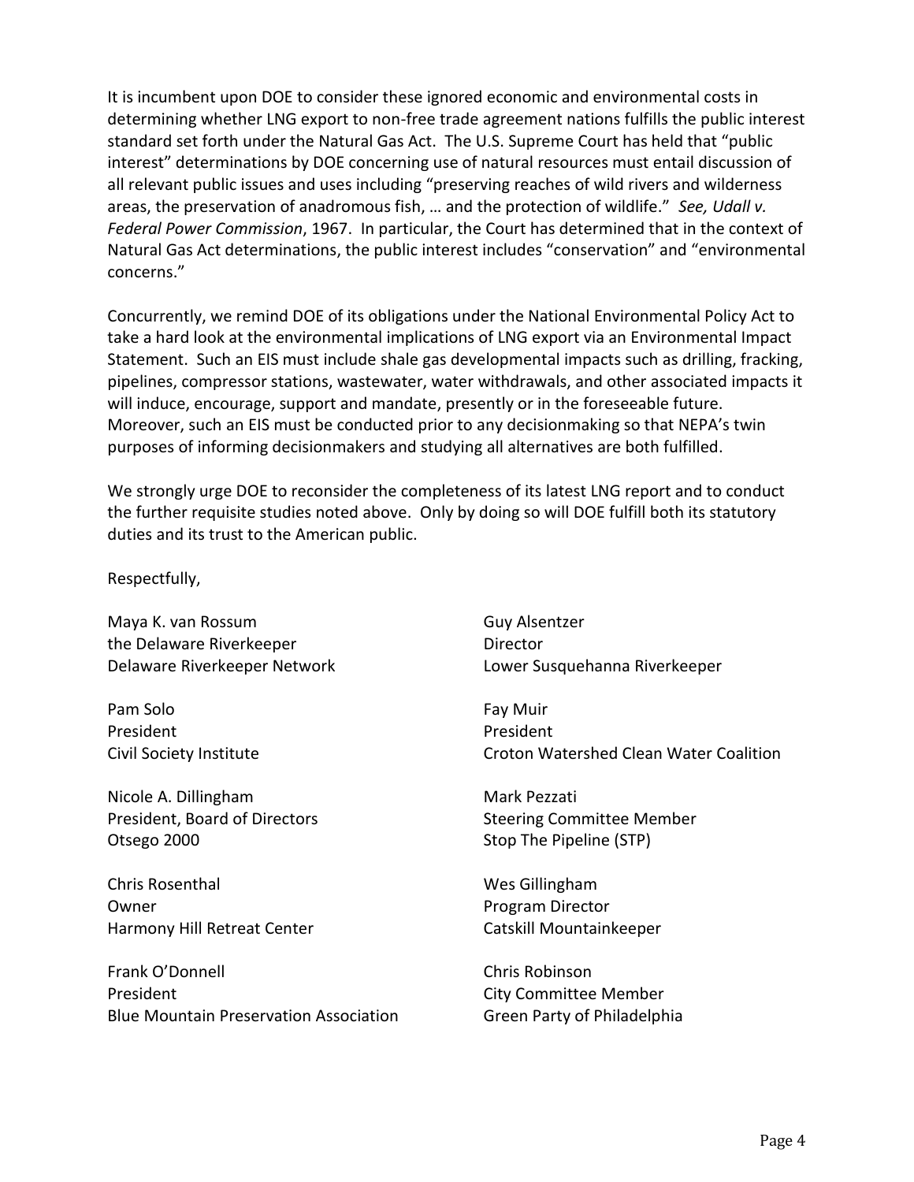It is incumbent upon DOE to consider these ignored economic and environmental costs in determining whether LNG export to non-free trade agreement nations fulfills the public interest standard set forth under the Natural Gas Act. The U.S. Supreme Court has held that "public interest" determinations by DOE concerning use of natural resources must entail discussion of all relevant public issues and uses including "preserving reaches of wild rivers and wilderness areas, the preservation of anadromous fish, … and the protection of wildlife." *See, Udall v. Federal Power Commission*, 1967. In particular, the Court has determined that in the context of Natural Gas Act determinations, the public interest includes "conservation" and "environmental concerns."

Concurrently, we remind DOE of its obligations under the National Environmental Policy Act to take a hard look at the environmental implications of LNG export via an Environmental Impact Statement. Such an EIS must include shale gas developmental impacts such as drilling, fracking, pipelines, compressor stations, wastewater, water withdrawals, and other associated impacts it will induce, encourage, support and mandate, presently or in the foreseeable future. Moreover, such an EIS must be conducted prior to any decisionmaking so that NEPA's twin purposes of informing decisionmakers and studying all alternatives are both fulfilled.

We strongly urge DOE to reconsider the completeness of its latest LNG report and to conduct the further requisite studies noted above. Only by doing so will DOE fulfill both its statutory duties and its trust to the American public.

Respectfully,

Maya K. van Rossum
the Delaware Riverkeeper
Delaware Riverkeeper Network

Guy Alsentzer
Director
Lower Susquehanna Riverkeeper

Pam Solo
President
Civil Society Institute

Fay Muir
President
Croton Watershed Clean Water Coalition

Nicole A. Dillingham
President, Board of Directors
Otsego 2000

Mark Pezzati
Steering Committee Member
Stop The Pipeline (STP)

Chris Rosenthal
Owner
Harmony Hill Retreat Center

Wes Gillingham
Program Director
Catskill Mountainkeeper

Frank O'Donnell
President
Blue Mountain Preservation Association

Chris Robinson
City Committee Member
Green Party of Philadelphia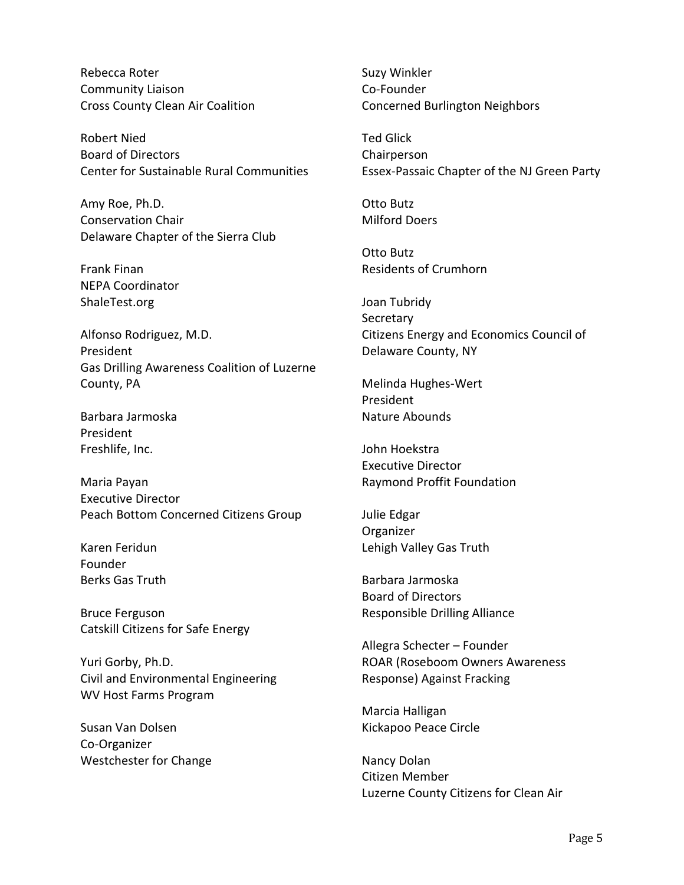Rebecca Roter
Community Liaison
Cross County Clean Air Coalition

Robert Nied
Board of Directors
Center for Sustainable Rural Communities

Amy Roe, Ph.D.
Conservation Chair
Delaware Chapter of the Sierra Club

Frank Finan
NEPA Coordinator
ShaleTest.org

Alfonso Rodriguez, M.D.
President
Gas Drilling Awareness Coalition of Luzerne County, PA

Barbara Jarmoska
President
Freshlife, Inc.

Maria Payan
Executive Director
Peach Bottom Concerned Citizens Group

Karen Feridun
Founder
Berks Gas Truth

Bruce Ferguson
Catskill Citizens for Safe Energy

Yuri Gorby, Ph.D.
Civil and Environmental Engineering
WV Host Farms Program

Susan Van Dolsen
Co-Organizer
Westchester for Change

Suzy Winkler
Co-Founder
Concerned Burlington Neighbors

Ted Glick
Chairperson
Essex-Passaic Chapter of the NJ Green Party

Otto Butz
Milford Doers

Otto Butz
Residents of Crumhorn

Joan Tubridy
Secretary
Citizens Energy and Economics Council of Delaware County, NY

Melinda Hughes-Wert
President
Nature Abounds

John Hoekstra
Executive Director
Raymond Proffit Foundation

Julie Edgar
Organizer
Lehigh Valley Gas Truth

Barbara Jarmoska
Board of Directors
Responsible Drilling Alliance

Allegra Schecter – Founder
ROAR (Roseboom Owners Awareness Response) Against Fracking

Marcia Halligan
Kickapoo Peace Circle

Nancy Dolan
Citizen Member
Luzerne County Citizens for Clean Air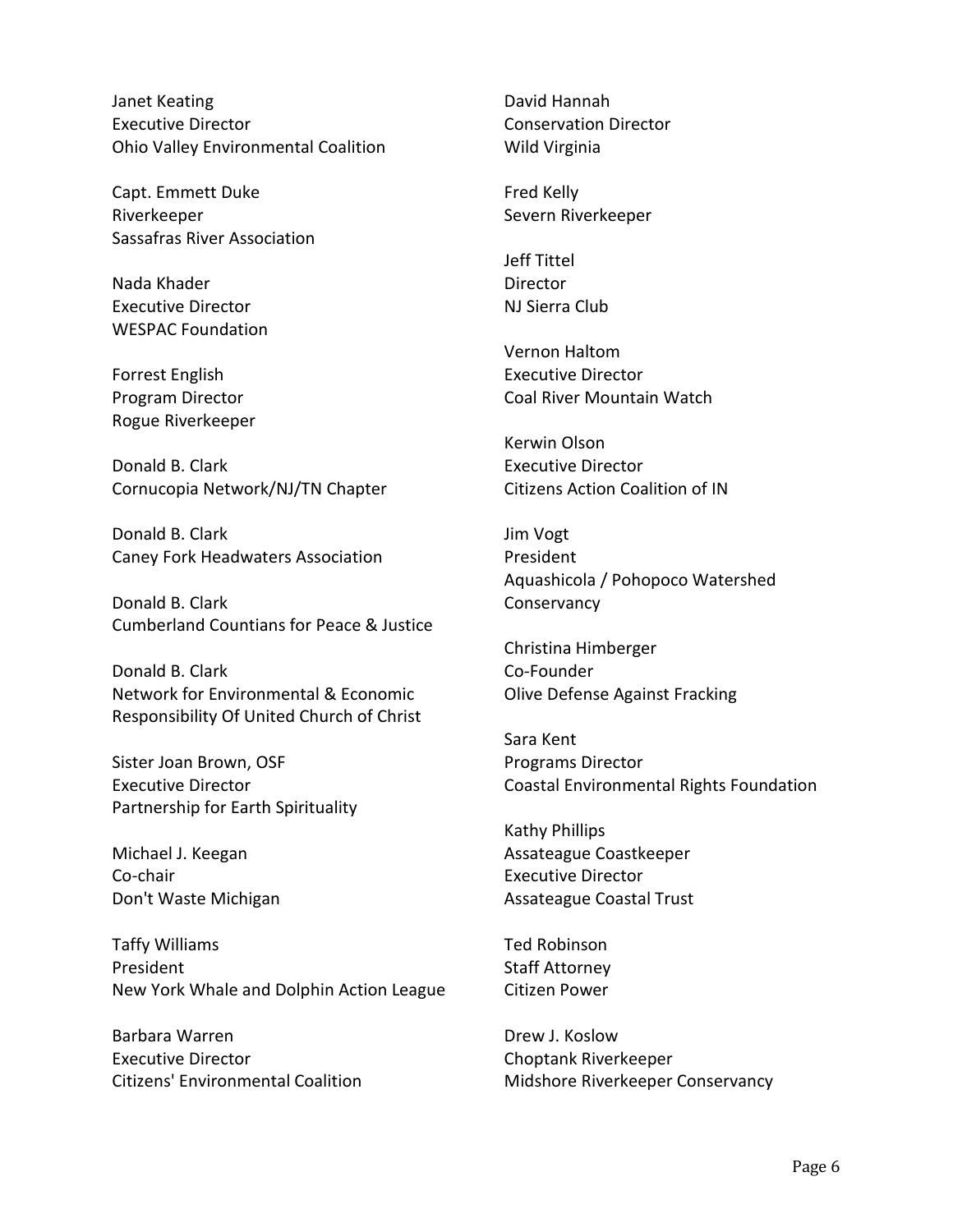Janet Keating
Executive Director
Ohio Valley Environmental Coalition

Capt. Emmett Duke
Riverkeeper
Sassafras River Association

Nada Khader
Executive Director
WESPAC Foundation

Forrest English
Program Director
Rogue Riverkeeper

Donald B. Clark
Cornucopia Network/NJ/TN Chapter

Donald B. Clark
Caney Fork Headwaters Association

Donald B. Clark
Cumberland Countians for Peace & Justice

Donald B. Clark
Network for Environmental & Economic Responsibility Of United Church of Christ

Sister Joan Brown, OSF
Executive Director
Partnership for Earth Spirituality

Michael J. Keegan
Co-chair
Don't Waste Michigan

Taffy Williams
President
New York Whale and Dolphin Action League

Barbara Warren
Executive Director
Citizens' Environmental Coalition

David Hannah
Conservation Director
Wild Virginia

Fred Kelly
Severn Riverkeeper

Jeff Tittel
Director
NJ Sierra Club

Vernon Haltom
Executive Director
Coal River Mountain Watch

Kerwin Olson
Executive Director
Citizens Action Coalition of IN

Jim Vogt
President
Aquashicola / Pohopoco Watershed Conservancy

Christina Himberger
Co-Founder
Olive Defense Against Fracking

Sara Kent
Programs Director
Coastal Environmental Rights Foundation

Kathy Phillips
Assateague Coastkeeper
Executive Director
Assateague Coastal Trust

Ted Robinson
Staff Attorney
Citizen Power

Drew J. Koslow
Choptank Riverkeeper
Midshore Riverkeeper Conservancy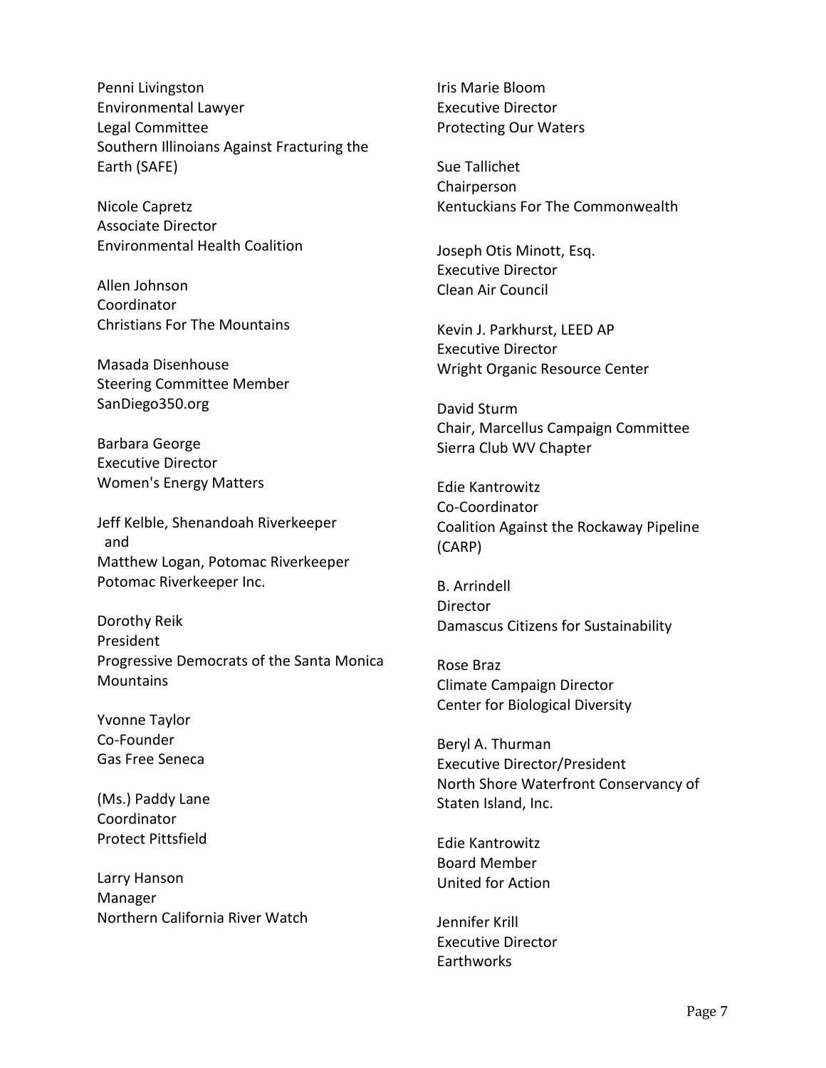Penni Livingston
Environmental Lawyer
Legal Committee
Southern Illinoians Against Fracturing the Earth (SAFE)

Nicole Capretz
Associate Director
Environmental Health Coalition

Allen Johnson
Coordinator
Christians For The Mountains

Masada Disenhouse
Steering Committee Member
SanDiego350.org

Barbara George
Executive Director
Women's Energy Matters

Jeff Kelble, Shenandoah Riverkeeper
and
Matthew Logan, Potomac Riverkeeper
Potomac Riverkeeper Inc.

Dorothy Reik
President
Progressive Democrats of the Santa Monica Mountains

Yvonne Taylor
Co-Founder
Gas Free Seneca

(Ms.) Paddy Lane
Coordinator
Protect Pittsfield

Larry Hanson
Manager
Northern California River Watch

Iris Marie Bloom
Executive Director
Protecting Our Waters

Sue Tallichet
Chairperson
Kentuckians For The Commonwealth

Joseph Otis Minott, Esq.
Executive Director
Clean Air Council

Kevin J. Parkhurst, LEED AP
Executive Director
Wright Organic Resource Center

David Sturm
Chair, Marcellus Campaign Committee
Sierra Club WV Chapter

Edie Kantrowitz
Co-Coordinator
Coalition Against the Rockaway Pipeline (CARP)

B. Arrindell
Director
Damascus Citizens for Sustainability

Rose Braz
Climate Campaign Director
Center for Biological Diversity

Beryl A. Thurman
Executive Director/President
North Shore Waterfront Conservancy of Staten Island, Inc.

Edie Kantrowitz
Board Member
United for Action

Jennifer Krill
Executive Director
Earthworks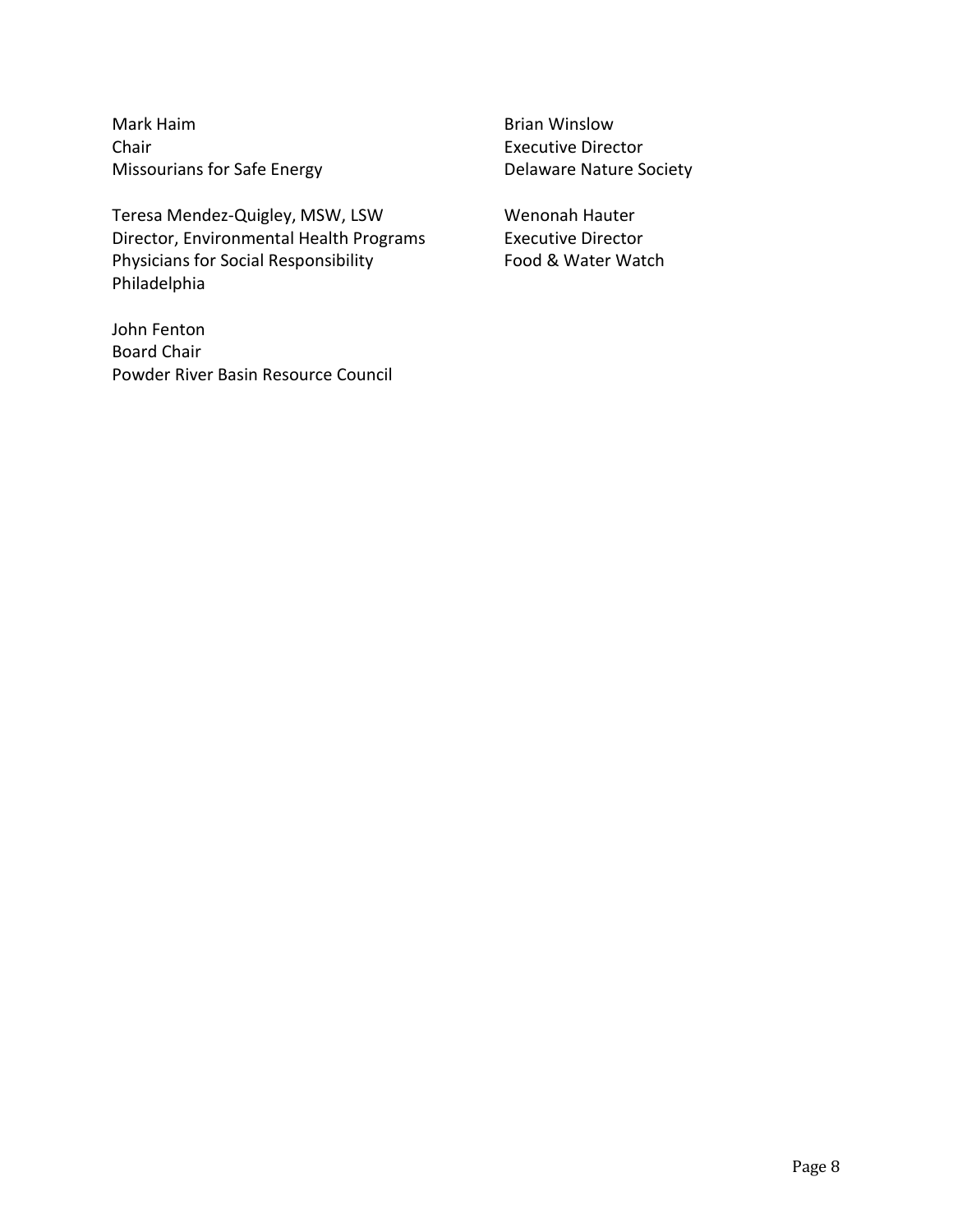Mark Haim
Chair
Missourians for Safe Energy

Teresa Mendez-Quigley, MSW, LSW
Director, Environmental Health Programs
Physicians for Social Responsibility
Philadelphia

John Fenton
Board Chair
Powder River Basin Resource Council

Brian Winslow
Executive Director
Delaware Nature Society

Wenonah Hauter
Executive Director
Food & Water Watch